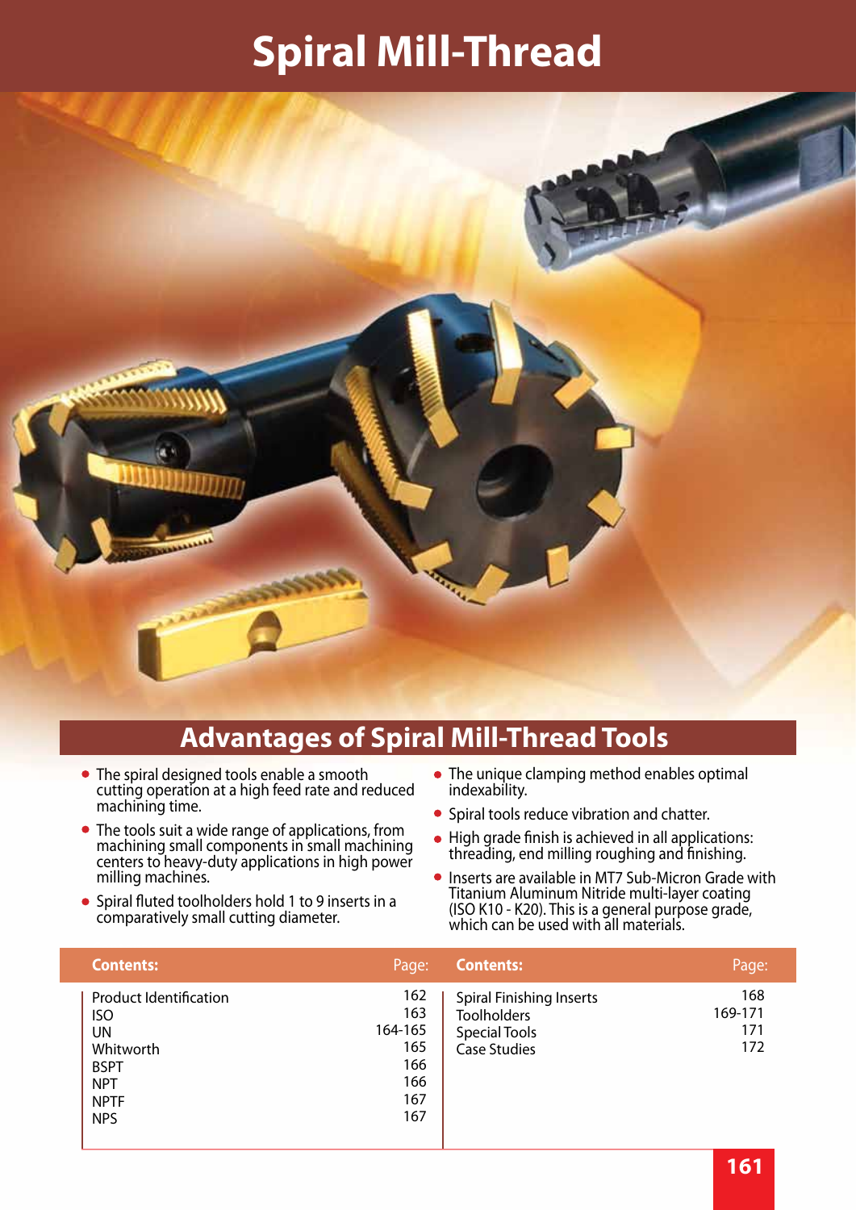# Spiral Mill-Thread

## Advantages of Spiral Mill-Thread Tools

- The spiral designed tools enable a smooth cutting operation at a high feed rate and reduced machining time.
- The tools suit a wide range of applications, from machining small components in small machining centers to heavy-duty applications in high power milling machines.
- Spiral fluted toolholders hold 1 to 9 inserts in a comparatively small cutting diameter.
- The unique clamping method enables optimal indexability.
- Spiral tools reduce vibration and chatter.
- High grade finish is achieved in all applications: threading, end milling roughing and finishing.
- Inserts are available in MT7 Sub-Micron Grade with Titanium Aluminum Nitride multi-layer coating (ISO K10 - K20). This is a general purpose grade, which can be used with all materials.

| Contents: | Page: | Contents: | Page: |
|---|---|---|---|
| Product Identification | 162 | Spiral Finishing Inserts | 168 |
| ISO | 163 | Toolholders | 169-171 |
| UN | 164-165 | Special Tools | 171 |
| Whitworth | 165 | Case Studies | 172 |
| BSPT | 166 | | |
| NPT | 166 | | |
| NPTF | 167 | | |
| NPS | 167 | | |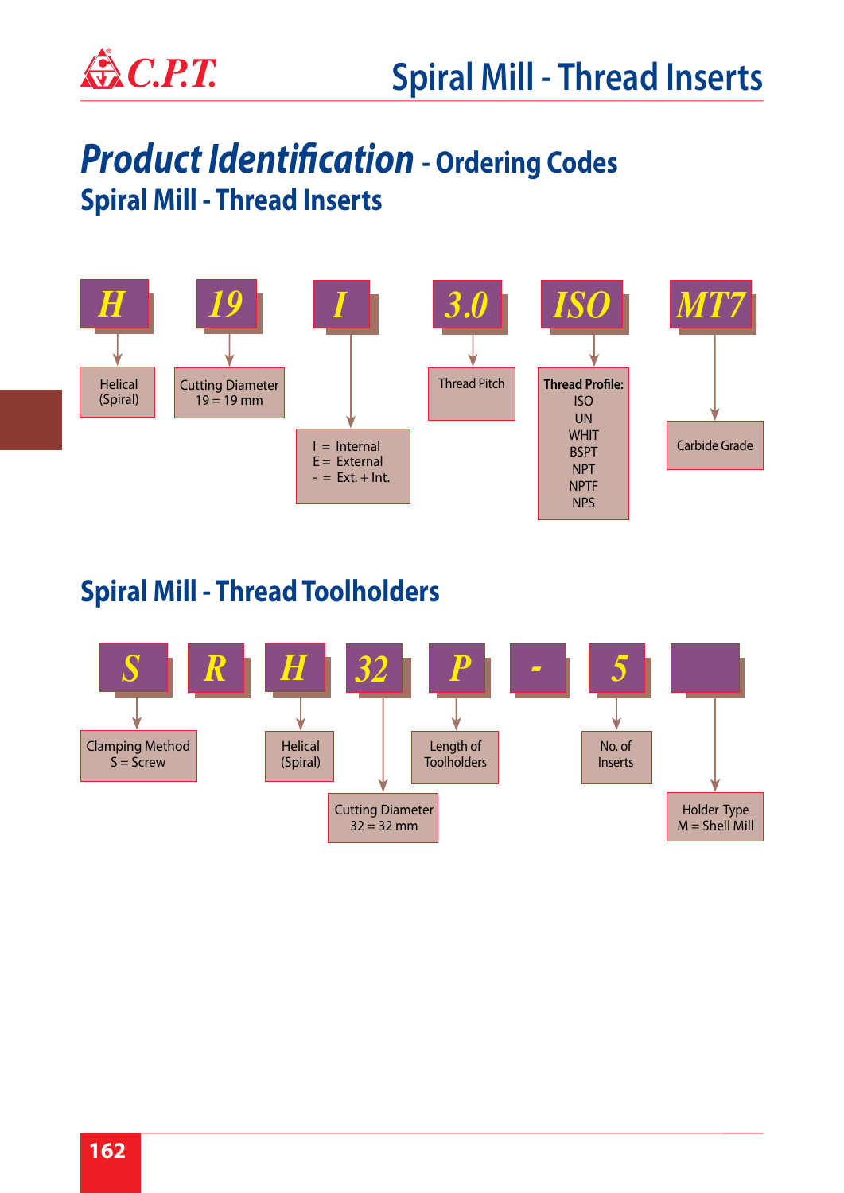# *Product Identification* - Ordering Codes

## Spiral Mill - Thread Inserts

| H | 19 | I | 3.0 | ISO | MT7 |
|---|---|---|---|---|---|
| Helical (Spiral) | Cutting Diameter 19 = 19 mm | I = Internal<br>E = External<br>- = Ext. + Int. | Thread Pitch | **Thread Profile:**<br>ISO<br>UN<br>WHIT<br>BSPT<br>NPT<br>NPTF<br>NPS | Carbide Grade |

## Spiral Mill - Thread Toolholders

| S | R | H | 32 | P | - | 5 | |
|---|---|---|---|---|---|---|---|
| Clamping Method S = Screw | | Helical (Spiral) | Cutting Diameter 32 = 32 mm | Length of Toolholders | | No. of Inserts | Holder Type M = Shell Mill |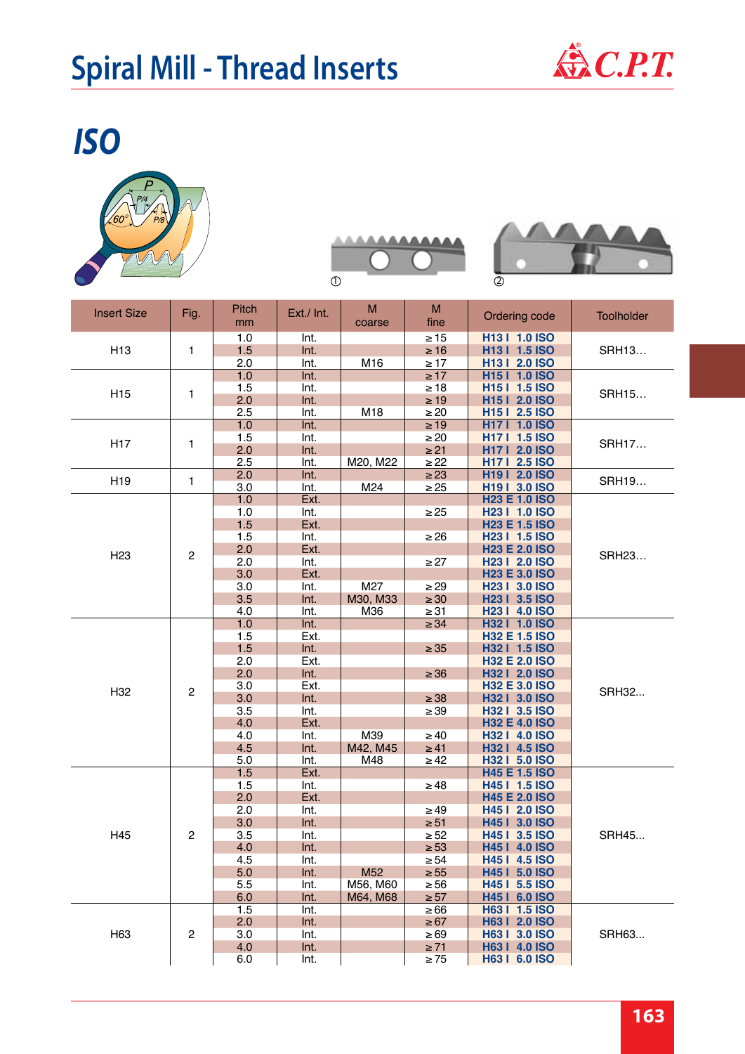# Spiral Mill - Thread Inserts

## ISO

P
P/4
60°
P/8

①
②

| Insert Size | Fig. | Pitch mm | Ext./ Int. | M coarse | M fine | Ordering code | Toolholder |
|---|---|---|---|---|---|---|---|
| H13 | 1 | 1.0 | Int. | | ≥ 15 | H13 I 1.0 ISO | SRH13... |
| | | 1.5 | Int. | | ≥ 16 | H13 I 1.5 ISO | |
| | | 2.0 | Int. | M16 | ≥ 17 | H13 I 2.0 ISO | |
| H15 | 1 | 1.0 | Int. | | ≥ 17 | H15 I 1.0 ISO | SRH15... |
| | | 1.5 | Int. | | ≥ 18 | H15 I 1.5 ISO | |
| | | 2.0 | Int. | | ≥ 19 | H15 I 2.0 ISO | |
| | | 2.5 | Int. | M18 | ≥ 20 | H15 I 2.5 ISO | |
| H17 | 1 | 1.0 | Int. | | ≥ 19 | H17 I 1.0 ISO | SRH17... |
| | | 1.5 | Int. | | ≥ 20 | H17 I 1.5 ISO | |
| | | 2.0 | Int. | | ≥ 21 | H17 I 2.0 ISO | |
| | | 2.5 | Int. | M20, M22 | ≥ 22 | H17 I 2.5 ISO | |
| H19 | 1 | 2.0 | Int. | | ≥ 23 | H19 I 2.0 ISO | SRH19... |
| | | 3.0 | Int. | M24 | ≥ 25 | H19 I 3.0 ISO | |
| H23 | 2 | 1.0 | Ext. | | | H23 E 1.0 ISO | SRH23... |
| | | 1.0 | Int. | | ≥ 25 | H23 I 1.0 ISO | |
| | | 1.5 | Ext. | | | H23 E 1.5 ISO | |
| | | 1.5 | Int. | | ≥ 26 | H23 I 1.5 ISO | |
| | | 2.0 | Ext. | | | H23 E 2.0 ISO | |
| | | 2.0 | Int. | | ≥ 27 | H23 I 2.0 ISO | |
| | | 3.0 | Ext. | | | H23 E 3.0 ISO | |
| | | 3.0 | Int. | M27 | ≥ 29 | H23 I 3.0 ISO | |
| | | 3.5 | Int. | M30, M33 | ≥ 30 | H23 I 3.5 ISO | |
| | | 4.0 | Int. | M36 | ≥ 31 | H23 I 4.0 ISO | |
| H32 | 2 | 1.0 | Int. | | ≥ 34 | H32 I 1.0 ISO | SRH32... |
| | | 1.5 | Ext. | | | H32 E 1.5 ISO | |
| | | 1.5 | Int. | | ≥ 35 | H32 I 1.5 ISO | |
| | | 2.0 | Ext. | | | H32 E 2.0 ISO | |
| | | 2.0 | Int. | | ≥ 36 | H32 I 2.0 ISO | |
| | | 3.0 | Ext. | | | H32 E 3.0 ISO | |
| | | 3.0 | Int. | | ≥ 38 | H32 I 3.0 ISO | |
| | | 3.5 | Int. | | ≥ 39 | H32 I 3.5 ISO | |
| | | 4.0 | Ext. | | | H32 E 4.0 ISO | |
| | | 4.0 | Int. | M39 | ≥ 40 | H32 I 4.0 ISO | |
| | | 4.5 | Int. | M42, M45 | ≥ 41 | H32 I 4.5 ISO | |
| | | 5.0 | Int. | M48 | ≥ 42 | H32 I 5.0 ISO | |
| H45 | 2 | 1.5 | Ext. | | | H45 E 1.5 ISO | SRH45... |
| | | 1.5 | Int. | | ≥ 48 | H45 I 1.5 ISO | |
| | | 2.0 | Ext. | | | H45 E 2.0 ISO | |
| | | 2.0 | Int. | | ≥ 49 | H45 I 2.0 ISO | |
| | | 3.0 | Int. | | ≥ 51 | H45 I 3.0 ISO | |
| | | 3.5 | Int. | | ≥ 52 | H45 I 3.5 ISO | |
| | | 4.0 | Int. | | ≥ 53 | H45 I 4.0 ISO | |
| | | 4.5 | Int. | | ≥ 54 | H45 I 4.5 ISO | |
| | | 5.0 | Int. | M52 | ≥ 55 | H45 I 5.0 ISO | |
| | | 5.5 | Int. | M56, M60 | ≥ 56 | H45 I 5.5 ISO | |
| | | 6.0 | Int. | M64, M68 | ≥ 57 | H45 I 6.0 ISO | |
| H63 | 2 | 1.5 | Int. | | ≥ 66 | H63 I 1.5 ISO | SRH63... |
| | | 2.0 | Int. | | ≥ 67 | H63 I 2.0 ISO | |
| | | 3.0 | Int. | | ≥ 69 | H63 I 3.0 ISO | |
| | | 4.0 | Int. | | ≥ 71 | H63 I 4.0 ISO | |
| | | 6.0 | Int. | | ≥ 75 | H63 I 6.0 ISO | |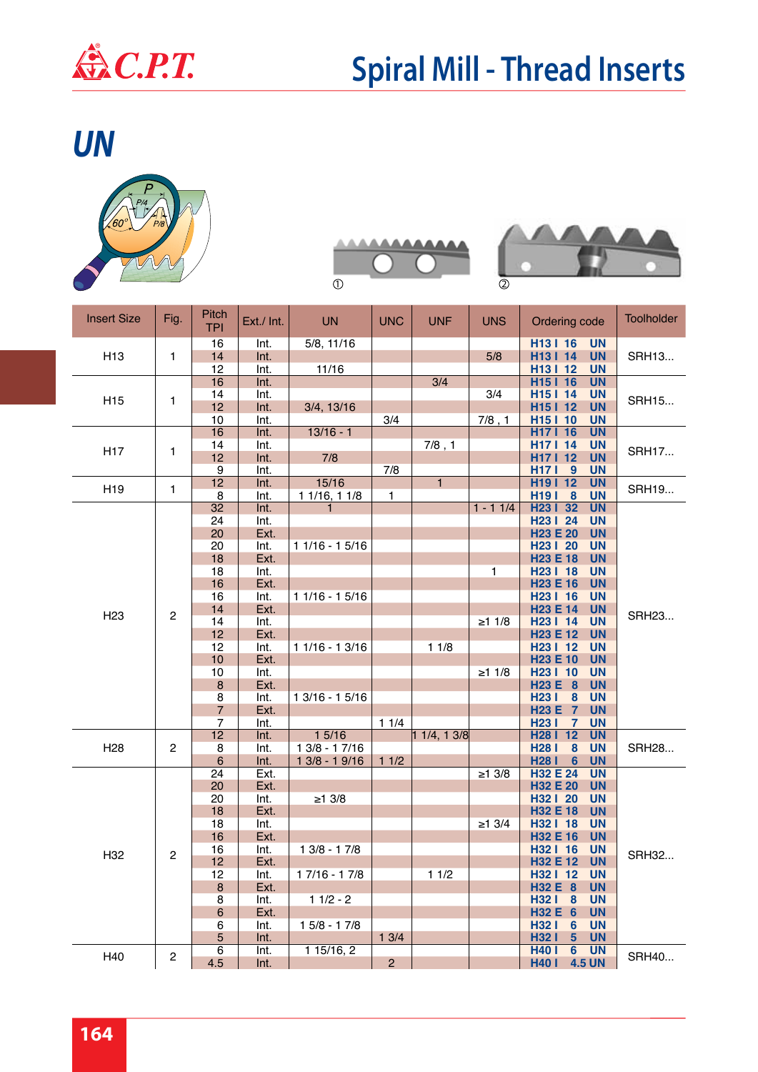# Spiral Mill - Thread Inserts

## UN

P
P/4
60°
P/8

①

②

| Insert Size | Fig. | Pitch TPI | Ext./ Int. | UN | UNC | UNF | UNS | Ordering code | Toolholder |
|---|---|---|---|---|---|---|---|---|---|
| H13 | 1 | 16 | Int. | 5/8, 11/16 | | | | H13 I 16 UN | SRH13... |
| | | 14 | Int. | | | | 5/8 | H13 I 14 UN | |
| | | 12 | Int. | 11/16 | | | | H13 I 12 UN | |
| H15 | 1 | 16 | Int. | | | 3/4 | | H15 I 16 UN | SRH15... |
| | | 14 | Int. | | | | 3/4 | H15 I 14 UN | |
| | | 12 | Int. | 3/4, 13/16 | | | | H15 I 12 UN | |
| | | 10 | Int. | | 3/4 | | 7/8 , 1 | H15 I 10 UN | |
| H17 | 1 | 16 | Int. | 13/16 - 1 | | | | H17 I 16 UN | SRH17... |
| | | 14 | Int. | | | 7/8 , 1 | | H17 I 14 UN | |
| | | 12 | Int. | 7/8 | | | | H17 I 12 UN | |
| | | 9 | Int. | | 7/8 | | | H17 I 9 UN | |
| H19 | 1 | 12 | Int. | 15/16 | | 1 | | H19 I 12 UN | SRH19... |
| | | 8 | Int. | 1 1/16, 1 1/8 | 1 | | | H19 I 8 UN | |
| H23 | 2 | 32 | Int. | 1 | | | 1 - 1 1/4 | H23 I 32 UN | SRH23... |
| | | 24 | Int. | | | | | H23 I 24 UN | |
| | | 20 | Ext. | | | | | H23 E 20 UN | |
| | | 20 | Int. | 1 1/16 - 1 5/16 | | | | H23 I 20 UN | |
| | | 18 | Ext. | | | | | H23 E 18 UN | |
| | | 18 | Int. | | | | 1 | H23 I 18 UN | |
| | | 16 | Ext. | | | | | H23 E 16 UN | |
| | | 16 | Int. | 1 1/16 - 1 5/16 | | | | H23 I 16 UN | |
| | | 14 | Ext. | | | | | H23 E 14 UN | |
| | | 14 | Int. | | | | ≥1 1/8 | H23 I 14 UN | |
| | | 12 | Ext. | | | | | H23 E 12 UN | |
| | | 12 | Int. | 1 1/16 - 1 3/16 | | 1 1/8 | | H23 I 12 UN | |
| | | 10 | Ext. | | | | | H23 E 10 UN | |
| | | 10 | Int. | | | | ≥1 1/8 | H23 I 10 UN | |
| | | 8 | Ext. | | | | | H23 E 8 UN | |
| | | 8 | Int. | 1 3/16 - 1 5/16 | | | | H23 I 8 UN | |
| | | 7 | Ext. | | | | | H23 E 7 UN | |
| | | 7 | Int. | | 1 1/4 | | | H23 I 7 UN | |
| H28 | 2 | 12 | Int. | 1 5/16 | | 1 1/4, 1 3/8 | | H28 I 12 UN | SRH28... |
| | | 8 | Int. | 1 3/8 - 1 7/16 | | | | H28 I 8 UN | |
| | | 6 | Int. | 1 3/8 - 1 9/16 | 1 1/2 | | | H28 I 6 UN | |
| H32 | 2 | 24 | Ext. | | | | ≥1 3/8 | H32 E 24 UN | SRH32... |
| | | 20 | Ext. | | | | | H32 E 20 UN | |
| | | 20 | Int. | ≥1 3/8 | | | | H32 I 20 UN | |
| | | 18 | Ext. | | | | | H32 E 18 UN | |
| | | 18 | Int. | | | | ≥1 3/4 | H32 I 18 UN | |
| | | 16 | Ext. | | | | | H32 E 16 UN | |
| | | 16 | Int. | 1 3/8 - 1 7/8 | | | | H32 I 16 UN | |
| | | 12 | Ext. | | | | | H32 E 12 UN | |
| | | 12 | Int. | 1 7/16 - 1 7/8 | | 1 1/2 | | H32 I 12 UN | |
| | | 8 | Ext. | | | | | H32 E 8 UN | |
| | | 8 | Int. | 1 1/2 - 2 | | | | H32 I 8 UN | |
| | | 6 | Ext. | | | | | H32 E 6 UN | |
| | | 6 | Int. | 1 5/8 - 1 7/8 | | | | H32 I 6 UN | |
| | | 5 | Int. | | 1 3/4 | | | H32 I 5 UN | |
| H40 | 2 | 6 | Int. | 1 15/16, 2 | | | | H40 I 6 UN | SRH40... |
| | | 4.5 | Int. | | 2 | | | H40 I 4.5 UN | |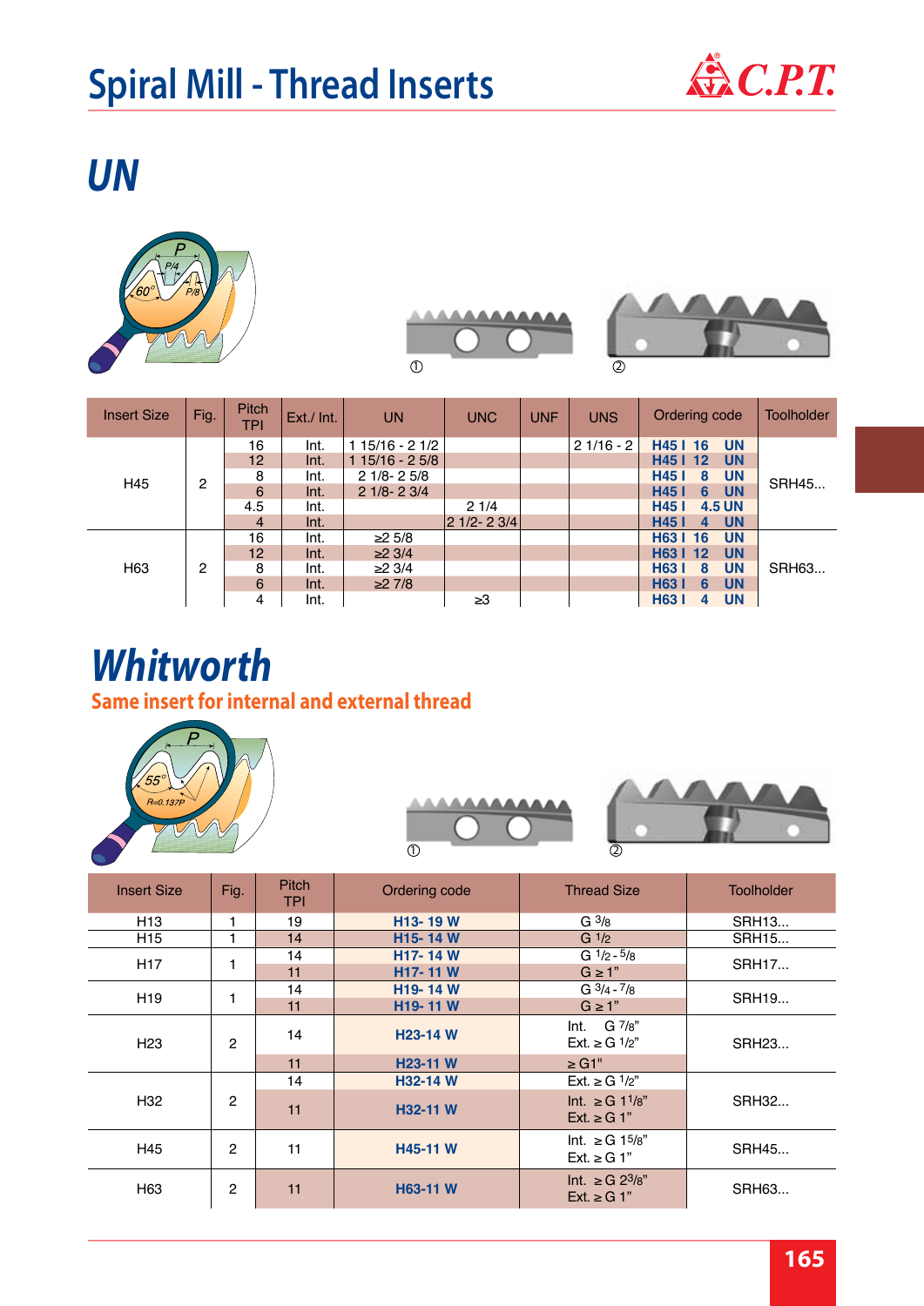# Spiral Mill - Thread Inserts

## UN

P

P/4

60°

P/8

①

②

| Insert Size | Fig. | Pitch TPI | Ext./ Int. | UN | UNC | UNF | UNS | Ordering code | Toolholder |
|---|---|---|---|---|---|---|---|---|---|
| H45 | 2 | 16 | Int. | 1 15/16 - 2 1/2 | | | 2 1/16 - 2 | **H45 I 16 UN** | SRH45... |
| | | 12 | Int. | 1 15/16 - 2 5/8 | | | | **H45 I 12 UN** | |
| | | 8 | Int. | 2 1/8- 2 5/8 | | | | **H45 I 8 UN** | |
| | | 6 | Int. | 2 1/8- 2 3/4 | | | | **H45 I 6 UN** | |
| | | 4.5 | Int. | | 2 1/4 | | | **H45 I 4.5 UN** | |
| | | 4 | Int. | | 2 1/2- 2 3/4 | | | **H45 I 4 UN** | |
| H63 | 2 | 16 | Int. | ≥2 5/8 | | | | **H63 I 16 UN** | SRH63... |
| | | 12 | Int. | ≥2 3/4 | | | | **H63 I 12 UN** | |
| | | 8 | Int. | ≥2 3/4 | | | | **H63 I 8 UN** | |
| | | 6 | Int. | ≥2 7/8 | | | | **H63 I 6 UN** | |
| | | 4 | Int. | | ≥3 | | | **H63 I 4 UN** | |

## Whitworth

**Same insert for internal and external thread**

P

55°

R=0.137P

①

②

| Insert Size | Fig. | Pitch TPI | Ordering code | Thread Size | Toolholder |
|---|---|---|---|---|---|
| H13 | 1 | 19 | **H13- 19 W** | G 3/8 | SRH13... |
| H15 | 1 | 14 | **H15- 14 W** | G 1/2 | SRH15... |
| H17 | 1 | 14 | **H17- 14 W** | G 1/2 - 5/8 | SRH17... |
| | | 11 | **H17- 11 W** | G ≥ 1" | |
| H19 | 1 | 14 | **H19- 14 W** | G 3/4 - 7/8 | SRH19... |
| | | 11 | **H19- 11 W** | G ≥ 1" | |
| H23 | 2 | 14 | **H23-14 W** | Int. G 7/8"<br>Ext. ≥ G 1/2" | SRH23... |
| | | 11 | **H23-11 W** | ≥ G1" | |
| H32 | 2 | 14 | **H32-14 W** | Ext. ≥ G 1/2" | SRH32... |
| | | 11 | **H32-11 W** | Int. ≥ G 1 1/8"<br>Ext. ≥ G 1" | |
| H45 | 2 | 11 | **H45-11 W** | Int. ≥ G 1 5/8"<br>Ext. ≥ G 1" | SRH45... |
| H63 | 2 | 11 | **H63-11 W** | Int. ≥ G 2 3/8"<br>Ext. ≥ G 1" | SRH63... |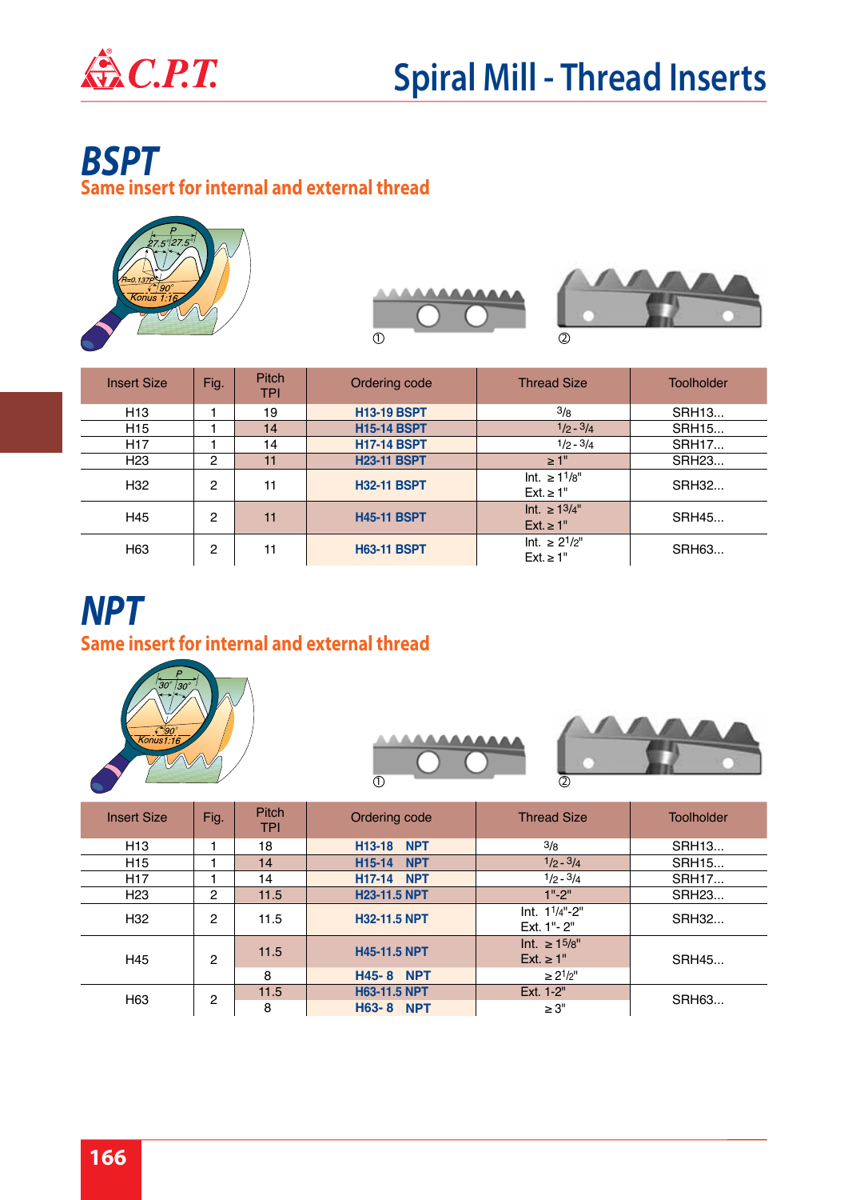# Spiral Mill - Thread Inserts

## BSPT

### Same insert for internal and external thread

| Insert Size | Fig. | Pitch TPI | Ordering code | Thread Size | Toolholder |
|---|---|---|---|---|---|
| H13 | 1 | 19 | **H13-19 BSPT** | 3/8 | SRH13... |
| H15 | 1 | 14 | **H15-14 BSPT** | 1/2 - 3/4 | SRH15... |
| H17 | 1 | 14 | **H17-14 BSPT** | 1/2 - 3/4 | SRH17... |
| H23 | 2 | 11 | **H23-11 BSPT** | ≥ 1" | SRH23... |
| H32 | 2 | 11 | **H32-11 BSPT** | Int. ≥ 1 1/8" Ext. ≥ 1" | SRH32... |
| H45 | 2 | 11 | **H45-11 BSPT** | Int. ≥ 1 3/4" Ext. ≥ 1" | SRH45... |
| H63 | 2 | 11 | **H63-11 BSPT** | Int. ≥ 2 1/2" Ext. ≥ 1" | SRH63... |

## NPT

### Same insert for internal and external thread

| Insert Size | Fig. | Pitch TPI | Ordering code | Thread Size | Toolholder |
|---|---|---|---|---|---|
| H13 | 1 | 18 | **H13-18 NPT** | 3/8 | SRH13... |
| H15 | 1 | 14 | **H15-14 NPT** | 1/2 - 3/4 | SRH15... |
| H17 | 1 | 14 | **H17-14 NPT** | 1/2 - 3/4 | SRH17... |
| H23 | 2 | 11.5 | **H23-11.5 NPT** | 1"-2" | SRH23... |
| H32 | 2 | 11.5 | **H32-11.5 NPT** | Int. 1 1/4"-2" Ext. 1"- 2" | SRH32... |
| H45 | 2 | 11.5 | **H45-11.5 NPT** | Int. ≥ 1 5/8" Ext. ≥ 1" | SRH45... |
| | | 8 | **H45- 8 NPT** | ≥ 2 1/2" | |
| H63 | 2 | 11.5 | **H63-11.5 NPT** | Ext. 1-2" | SRH63... |
| | | 8 | **H63- 8 NPT** | ≥ 3" | |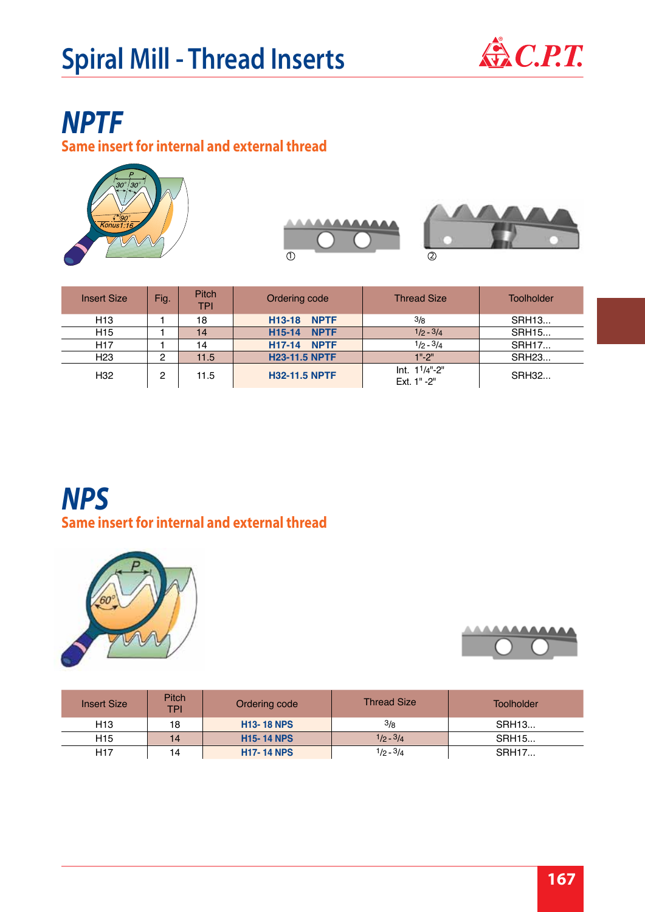# Spiral Mill - Thread Inserts

## NPTF

**Same insert for internal and external thread**

P
30° 30°
90°
Konus1:16

①
②

| Insert Size | Fig. | Pitch TPI | Ordering code | Thread Size | Toolholder |
|---|---|---|---|---|---|
| H13 | 1 | 18 | **H13-18 NPTF** | 3/8 | SRH13... |
| H15 | 1 | 14 | **H15-14 NPTF** | 1/2 - 3/4 | SRH15... |
| H17 | 1 | 14 | **H17-14 NPTF** | 1/2 - 3/4 | SRH17... |
| H23 | 2 | 11.5 | **H23-11.5 NPTF** | 1"-2" | SRH23... |
| H32 | 2 | 11.5 | **H32-11.5 NPTF** | Int. 1 1/4"-2" Ext. 1" -2" | SRH32... |

## NPS

**Same insert for internal and external thread**

P
60°

| Insert Size | Pitch TPI | Ordering code | Thread Size | Toolholder |
|---|---|---|---|---|
| H13 | 18 | **H13- 18 NPS** | 3/8 | SRH13... |
| H15 | 14 | **H15- 14 NPS** | 1/2 - 3/4 | SRH15... |
| H17 | 14 | **H17- 14 NPS** | 1/2 - 3/4 | SRH17... |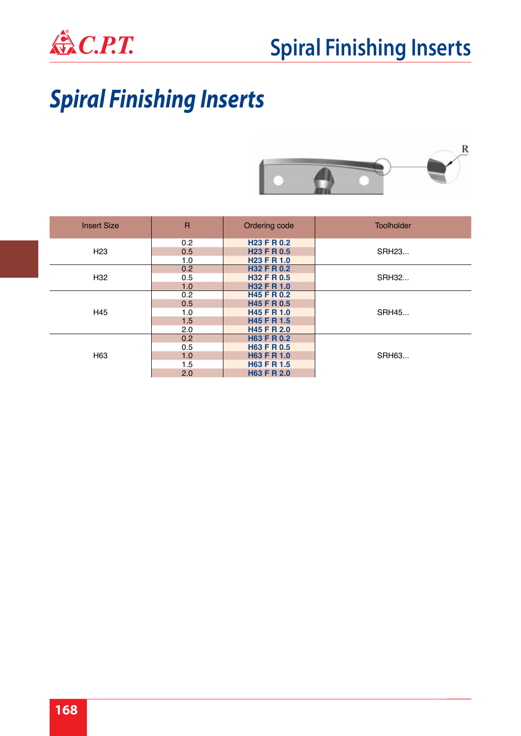# Spiral Finishing Inserts

R

| Insert Size | R | Ordering code | Toolholder |
|---|---|---|---|
| H23 | 0.2 | H23 F R 0.2 | SRH23... |
| | 0.5 | H23 F R 0.5 | |
| | 1.0 | H23 F R 1.0 | |
| H32 | 0.2 | H32 F R 0.2 | SRH32... |
| | 0.5 | H32 F R 0.5 | |
| | 1.0 | H32 F R 1.0 | |
| H45 | 0.2 | H45 F R 0.2 | SRH45... |
| | 0.5 | H45 F R 0.5 | |
| | 1.0 | H45 F R 1.0 | |
| | 1.5 | H45 F R 1.5 | |
| | 2.0 | H45 F R 2.0 | |
| H63 | 0.2 | H63 F R 0.2 | SRH63... |
| | 0.5 | H63 F R 0.5 | |
| | 1.0 | H63 F R 1.0 | |
| | 1.5 | H63 F R 1.5 | |
| | 2.0 | H63 F R 2.0 | |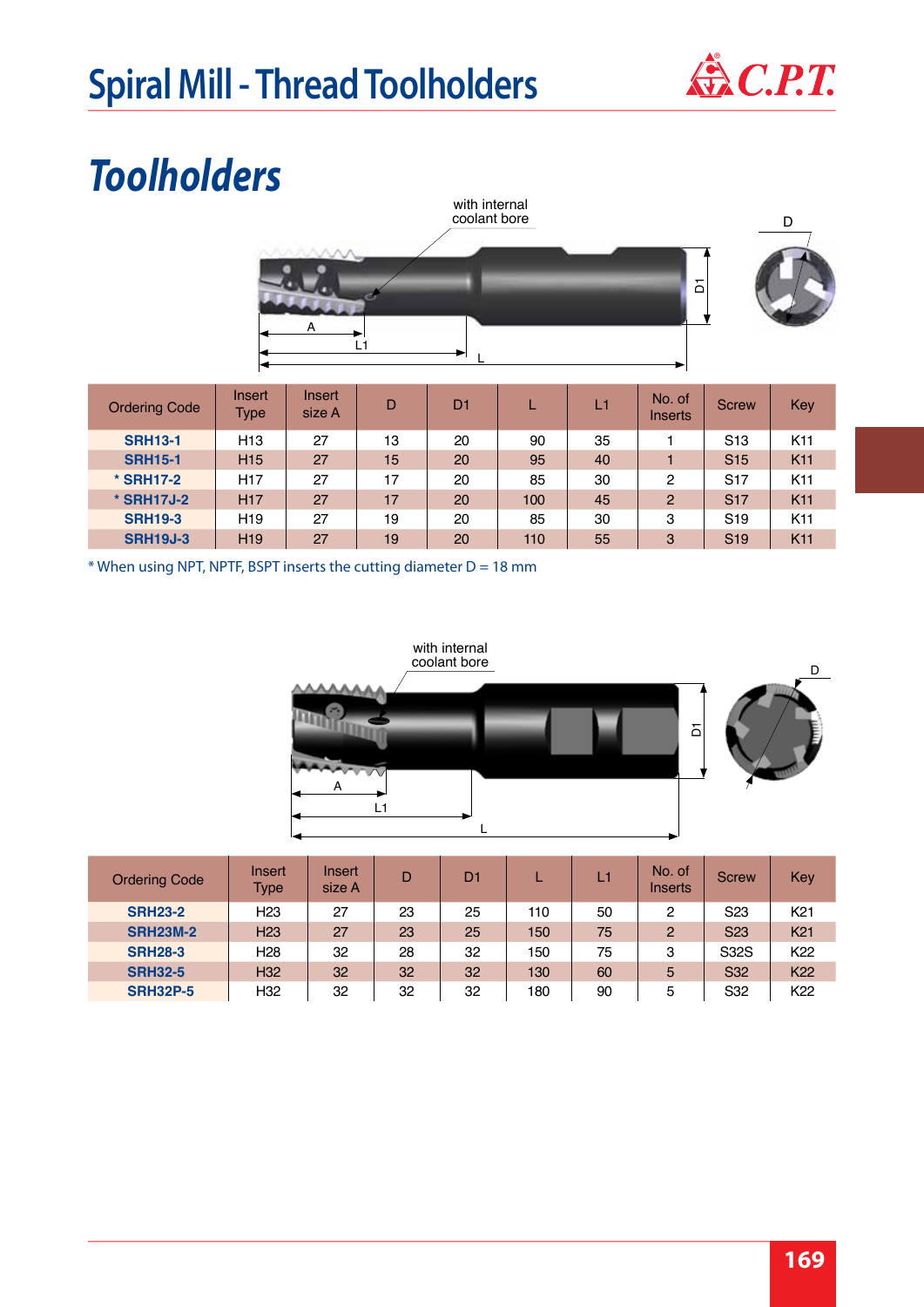# Spiral Mill - Thread Toolholders

## Toolholders

with internal coolant bore

A

L1

L

D1

D

| Ordering Code | Insert Type | Insert size A | D | D1 | L | L1 | No. of Inserts | Screw | Key |
|---|---|---|---|---|---|---|---|---|---|
| SRH13-1 | H13 | 27 | 13 | 20 | 90 | 35 | 1 | S13 | K11 |
| SRH15-1 | H15 | 27 | 15 | 20 | 95 | 40 | 1 | S15 | K11 |
| * SRH17-2 | H17 | 27 | 17 | 20 | 85 | 30 | 2 | S17 | K11 |
| * SRH17J-2 | H17 | 27 | 17 | 20 | 100 | 45 | 2 | S17 | K11 |
| SRH19-3 | H19 | 27 | 19 | 20 | 85 | 30 | 3 | S19 | K11 |
| SRH19J-3 | H19 | 27 | 19 | 20 | 110 | 55 | 3 | S19 | K11 |

* When using NPT, NPTF, BSPT inserts the cutting diameter D = 18 mm

with internal coolant bore

A

L1

L

D1

D

| Ordering Code | Insert Type | Insert size A | D | D1 | L | L1 | No. of Inserts | Screw | Key |
|---|---|---|---|---|---|---|---|---|---|
| SRH23-2 | H23 | 27 | 23 | 25 | 110 | 50 | 2 | S23 | K21 |
| SRH23M-2 | H23 | 27 | 23 | 25 | 150 | 75 | 2 | S23 | K21 |
| SRH28-3 | H28 | 32 | 28 | 32 | 150 | 75 | 3 | S32S | K22 |
| SRH32-5 | H32 | 32 | 32 | 32 | 130 | 60 | 5 | S32 | K22 |
| SRH32P-5 | H32 | 32 | 32 | 32 | 180 | 90 | 5 | S32 | K22 |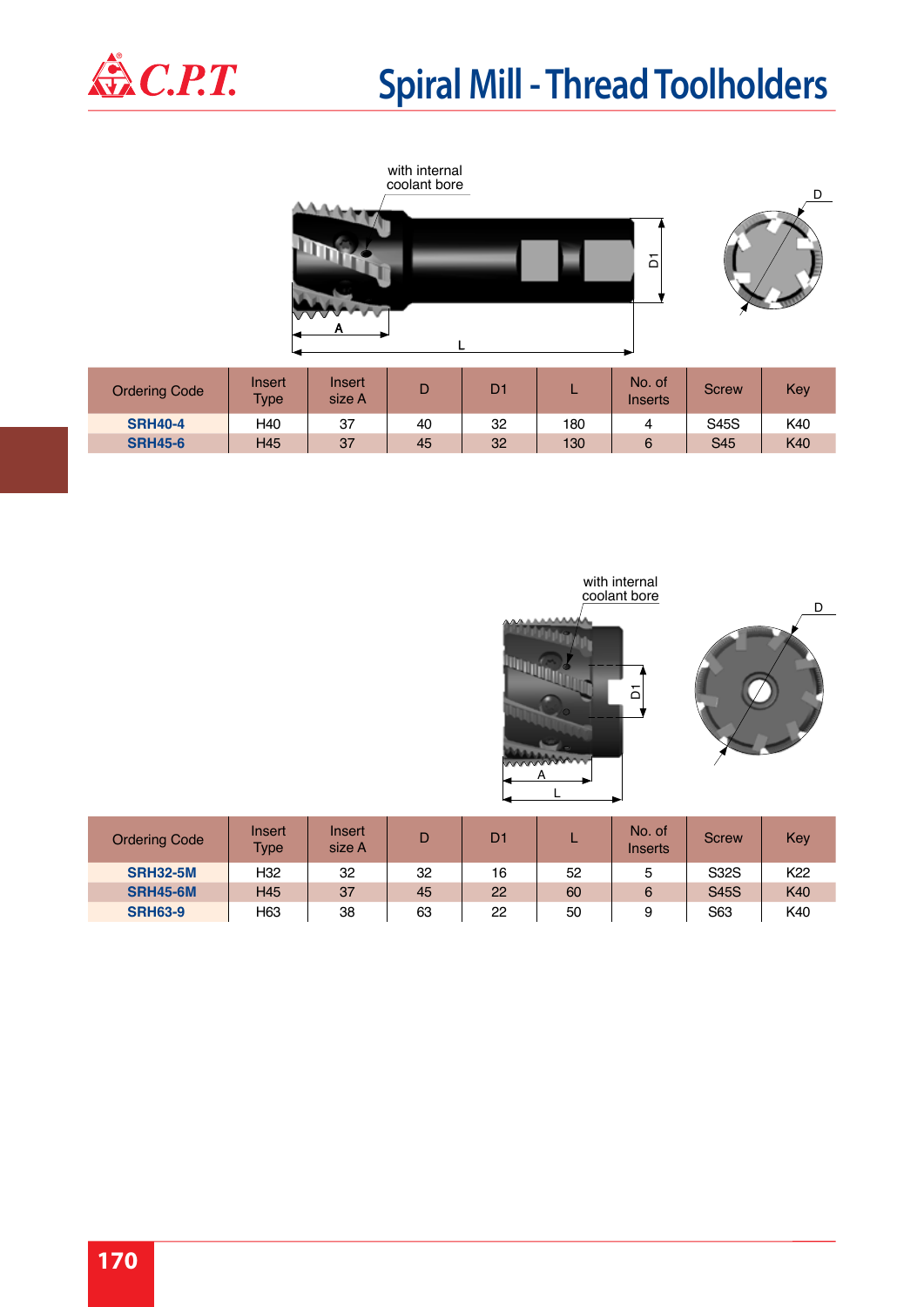# Spiral Mill - Thread Toolholders

with internal coolant bore

D

D1

A

L

| Ordering Code | Insert Type | Insert size A | D | D1 | L | No. of Inserts | Screw | Key |
|---|---|---|---|---|---|---|---|---|
| **SRH40-4** | H40 | 37 | 40 | 32 | 180 | 4 | S45S | K40 |
| **SRH45-6** | H45 | 37 | 45 | 32 | 130 | 6 | S45 | K40 |

with internal coolant bore

D

D1

A

L

| Ordering Code | Insert Type | Insert size A | D | D1 | L | No. of Inserts | Screw | Key |
|---|---|---|---|---|---|---|---|---|
| **SRH32-5M** | H32 | 32 | 32 | 16 | 52 | 5 | S32S | K22 |
| **SRH45-6M** | H45 | 37 | 45 | 22 | 60 | 6 | S45S | K40 |
| **SRH63-9** | H63 | 38 | 63 | 22 | 50 | 9 | S63 | K40 |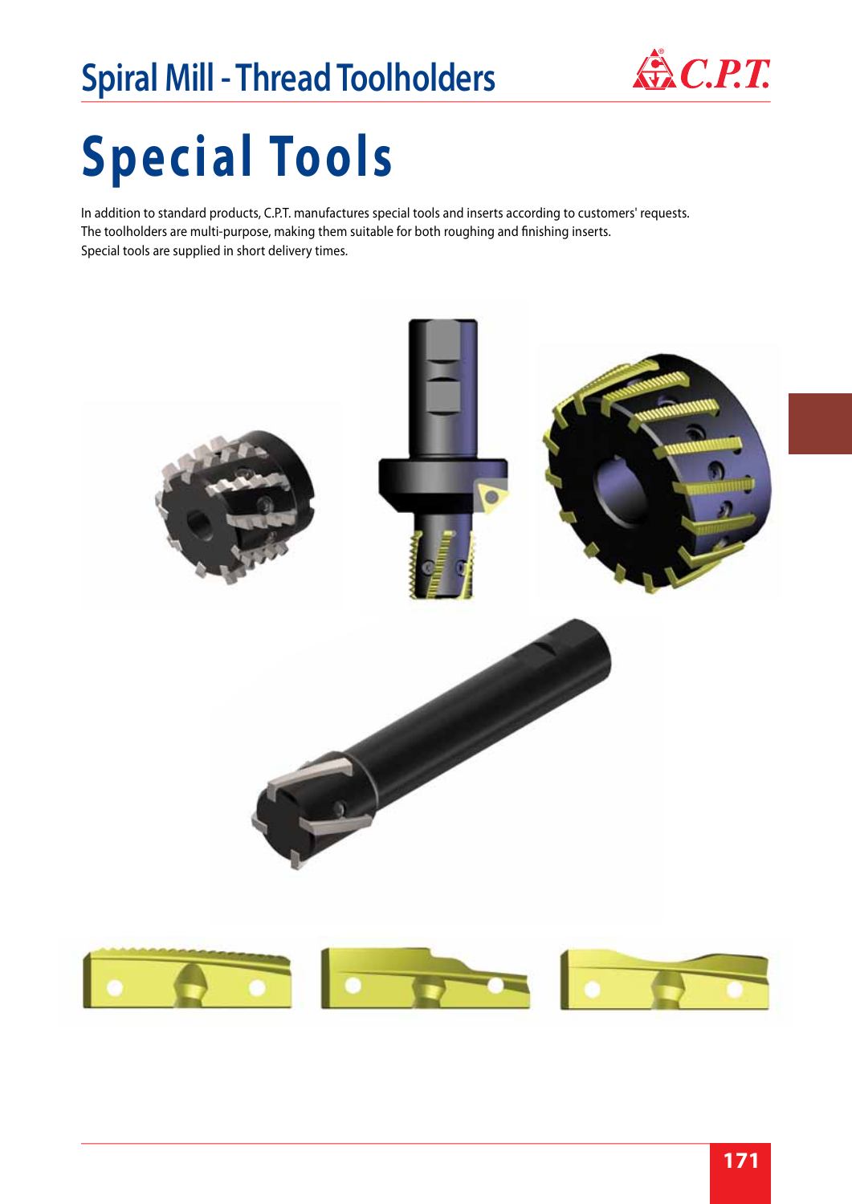# Special Tools

In addition to standard products, C.P.T. manufactures special tools and inserts according to customers' requests.
The toolholders are multi-purpose, making them suitable for both roughing and finishing inserts.
Special tools are supplied in short delivery times.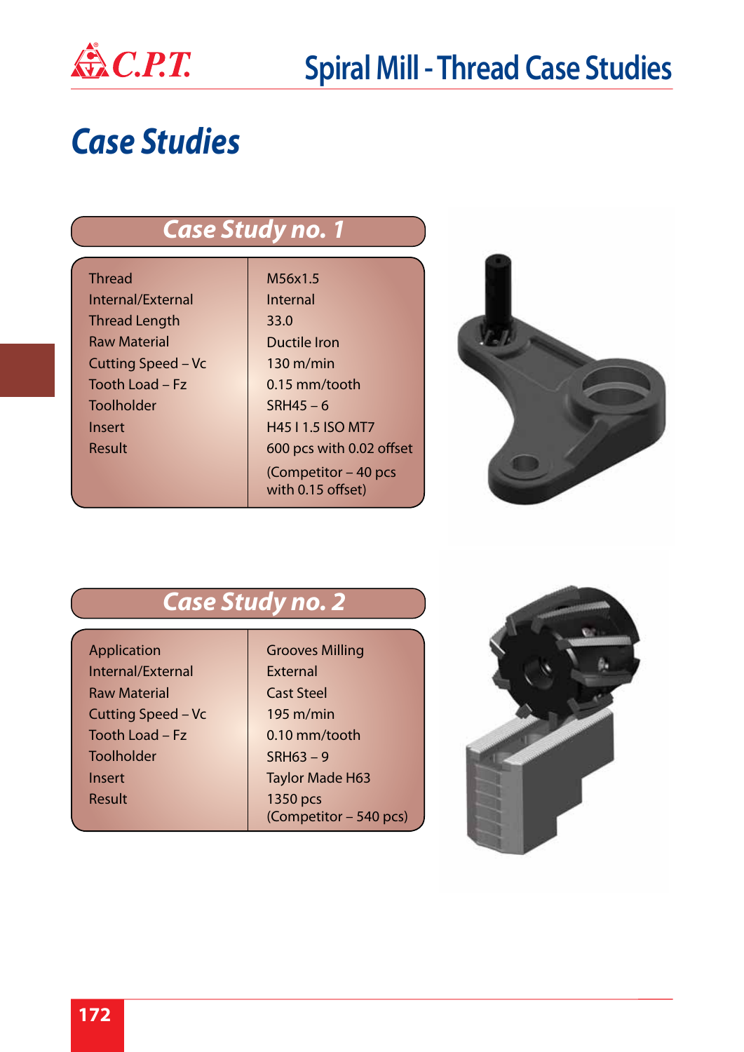# Case Studies

## Case Study no. 1

| | |
|---|---|
| Thread | M56x1.5 |
| Internal/External | Internal |
| Thread Length | 33.0 |
| Raw Material | Ductile Iron |
| Cutting Speed – Vc | 130 m/min |
| Tooth Load – Fz | 0.15 mm/tooth |
| Toolholder | SRH45 – 6 |
| Insert | H45 I 1.5 ISO MT7 |
| Result | 600 pcs with 0.02 offset (Competitor – 40 pcs with 0.15 offset) |

## Case Study no. 2

| | |
|---|---|
| Application | Grooves Milling |
| Internal/External | External |
| Raw Material | Cast Steel |
| Cutting Speed – Vc | 195 m/min |
| Tooth Load – Fz | 0.10 mm/tooth |
| Toolholder | SRH63 – 9 |
| Insert | Taylor Made H63 |
| Result | 1350 pcs (Competitor – 540 pcs) |